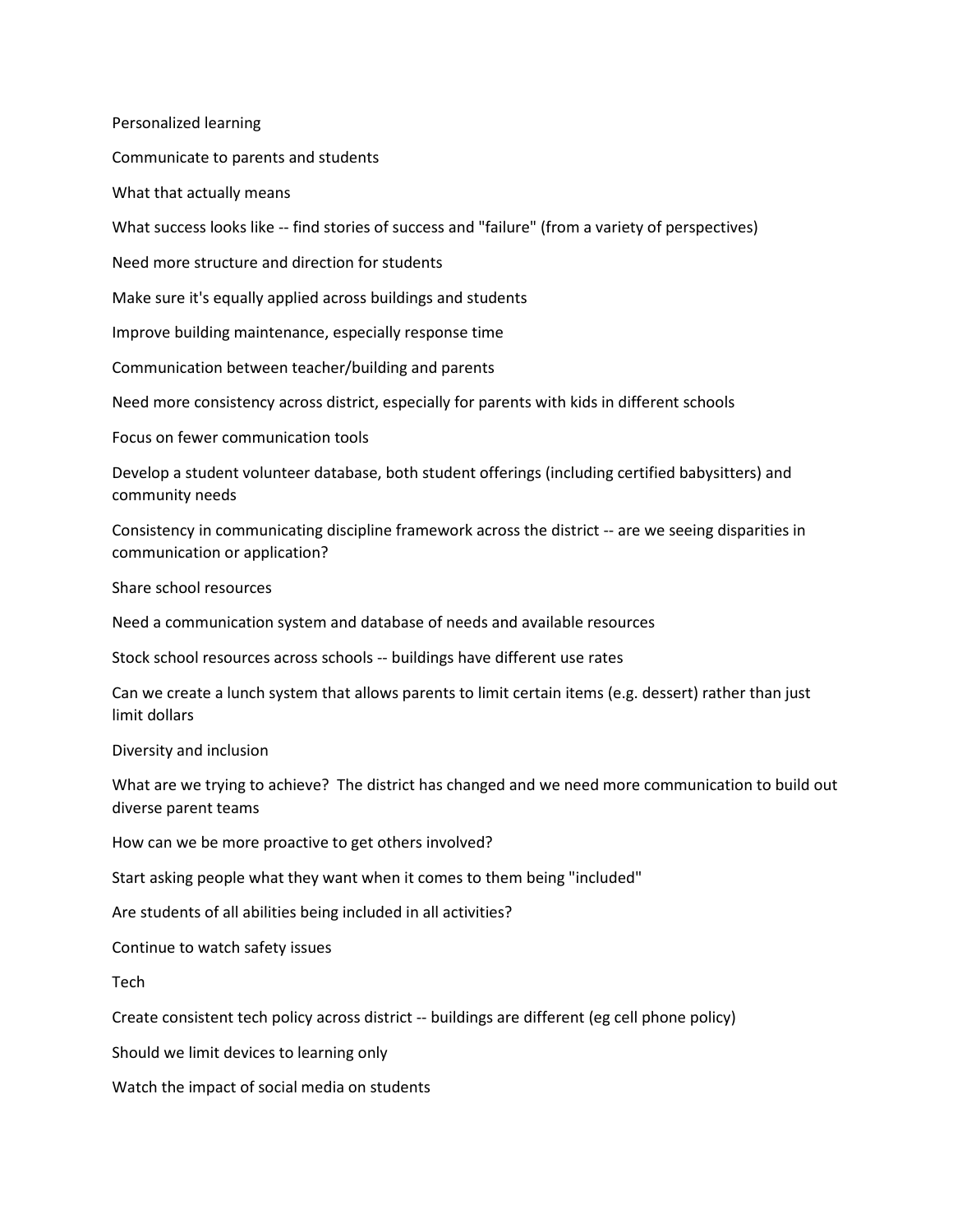Personalized learning

Communicate to parents and students

What that actually means

What success looks like -- find stories of success and "failure" (from a variety of perspectives)

Need more structure and direction for students

Make sure it's equally applied across buildings and students

Improve building maintenance, especially response time

Communication between teacher/building and parents

Need more consistency across district, especially for parents with kids in different schools

Focus on fewer communication tools

Develop a student volunteer database, both student offerings (including certified babysitters) and community needs

Consistency in communicating discipline framework across the district -- are we seeing disparities in communication or application?

Share school resources

Need a communication system and database of needs and available resources

Stock school resources across schools -- buildings have different use rates

Can we create a lunch system that allows parents to limit certain items (e.g. dessert) rather than just limit dollars

Diversity and inclusion

What are we trying to achieve? The district has changed and we need more communication to build out diverse parent teams

How can we be more proactive to get others involved?

Start asking people what they want when it comes to them being "included"

Are students of all abilities being included in all activities?

Continue to watch safety issues

Tech

Create consistent tech policy across district -- buildings are different (eg cell phone policy)

Should we limit devices to learning only

Watch the impact of social media on students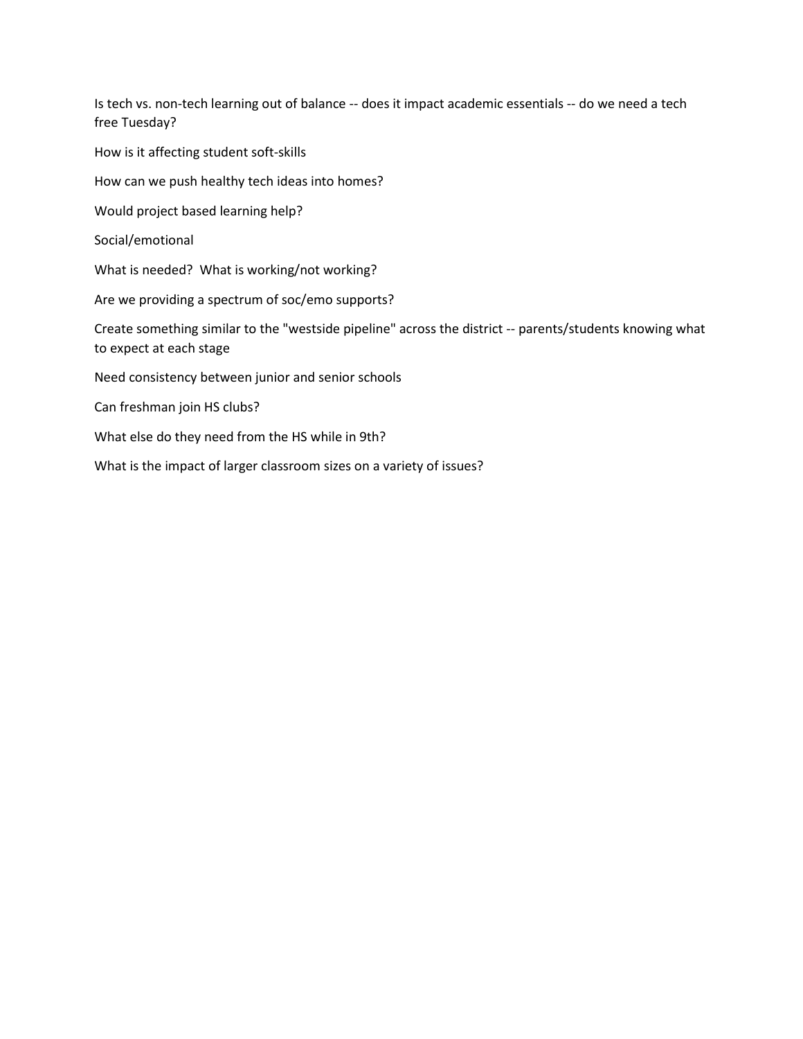Is tech vs. non-tech learning out of balance -- does it impact academic essentials -- do we need a tech free Tuesday?

How is it affecting student soft-skills

How can we push healthy tech ideas into homes?

Would project based learning help?

Social/emotional

What is needed? What is working/not working?

Are we providing a spectrum of soc/emo supports?

Create something similar to the "westside pipeline" across the district -- parents/students knowing what to expect at each stage

Need consistency between junior and senior schools

Can freshman join HS clubs?

What else do they need from the HS while in 9th?

What is the impact of larger classroom sizes on a variety of issues?